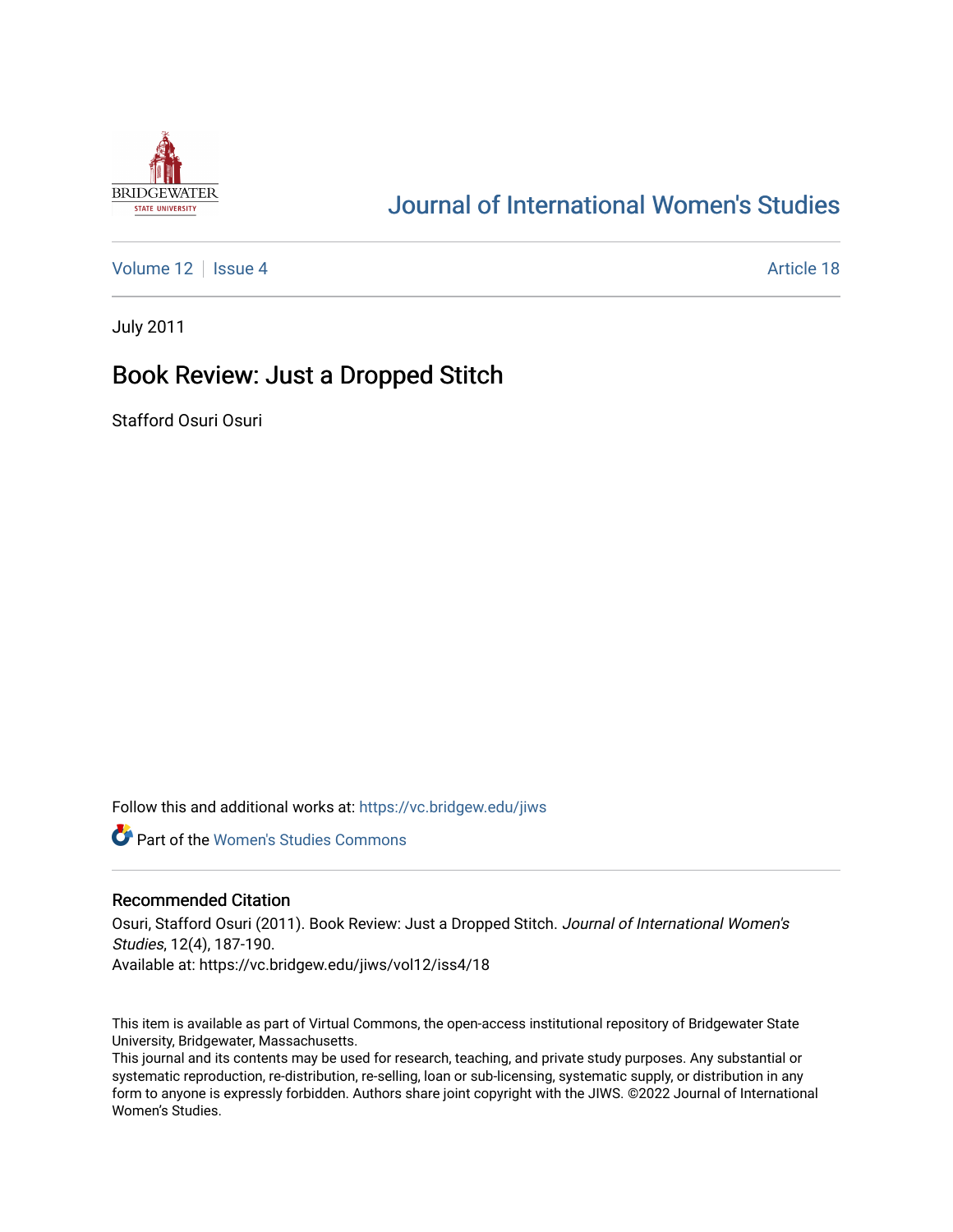Journal of International Women's Studies

Volume 12 | Issue 4 | Article 18

July 2011

# Book Review: Just a Dropped Stitch

Stafford Osuri Osuri

Follow this and additional works at: https://vc.bridgew.edu/jiws

Part of the Women's Studies Commons

## Recommended Citation

Osuri, Stafford Osuri (2011). Book Review: Just a Dropped Stitch. *Journal of International Women's Studies*, 12(4), 187-190.
Available at: https://vc.bridgew.edu/jiws/vol12/iss4/18

This item is available as part of Virtual Commons, the open-access institutional repository of Bridgewater State University, Bridgewater, Massachusetts.
This journal and its contents may be used for research, teaching, and private study purposes. Any substantial or systematic reproduction, re-distribution, re-selling, loan or sub-licensing, systematic supply, or distribution in any form to anyone is expressly forbidden. Authors share joint copyright with the JIWS. ©2022 Journal of International Women's Studies.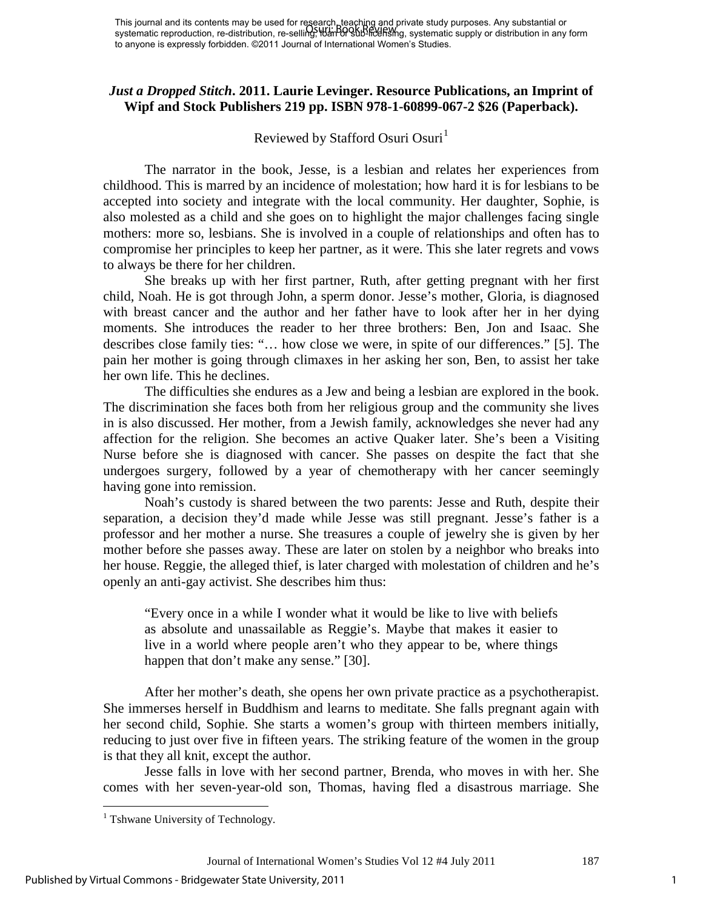*Just a Dropped Stitch***. 2011. Laurie Levinger. Resource Publications, an Imprint of Wipf and Stock Publishers 219 pp. ISBN 978-1-60899-067-2 $26 (Paperback).**

Reviewed by Stafford Osuri Osuri[1]

The narrator in the book, Jesse, is a lesbian and relates her experiences from childhood. This is marred by an incidence of molestation; how hard it is for lesbians to be accepted into society and integrate with the local community. Her daughter, Sophie, is also molested as a child and she goes on to highlight the major challenges facing single mothers: more so, lesbians. She is involved in a couple of relationships and often has to compromise her principles to keep her partner, as it were. This she later regrets and vows to always be there for her children.

She breaks up with her first partner, Ruth, after getting pregnant with her first child, Noah. He is got through John, a sperm donor. Jesse's mother, Gloria, is diagnosed with breast cancer and the author and her father have to look after her in her dying moments. She introduces the reader to her three brothers: Ben, Jon and Isaac. She describes close family ties: "… how close we were, in spite of our differences." [5]. The pain her mother is going through climaxes in her asking her son, Ben, to assist her take her own life. This he declines.

The difficulties she endures as a Jew and being a lesbian are explored in the book. The discrimination she faces both from her religious group and the community she lives in is also discussed. Her mother, from a Jewish family, acknowledges she never had any affection for the religion. She becomes an active Quaker later. She's been a Visiting Nurse before she is diagnosed with cancer. She passes on despite the fact that she undergoes surgery, followed by a year of chemotherapy with her cancer seemingly having gone into remission.

Noah's custody is shared between the two parents: Jesse and Ruth, despite their separation, a decision they'd made while Jesse was still pregnant. Jesse's father is a professor and her mother a nurse. She treasures a couple of jewelry she is given by her mother before she passes away. These are later on stolen by a neighbor who breaks into her house. Reggie, the alleged thief, is later charged with molestation of children and he's openly an anti-gay activist. She describes him thus:

> "Every once in a while I wonder what it would be like to live with beliefs as absolute and unassailable as Reggie's. Maybe that makes it easier to live in a world where people aren't who they appear to be, where things happen that don't make any sense." [30].

After her mother's death, she opens her own private practice as a psychotherapist. She immerses herself in Buddhism and learns to meditate. She falls pregnant again with her second child, Sophie. She starts a women's group with thirteen members initially, reducing to just over five in fifteen years. The striking feature of the women in the group is that they all knit, except the author.

Jesse falls in love with her second partner, Brenda, who moves in with her. She comes with her seven-year-old son, Thomas, having fled a disastrous marriage. She

---

[1] Tshwane University of Technology.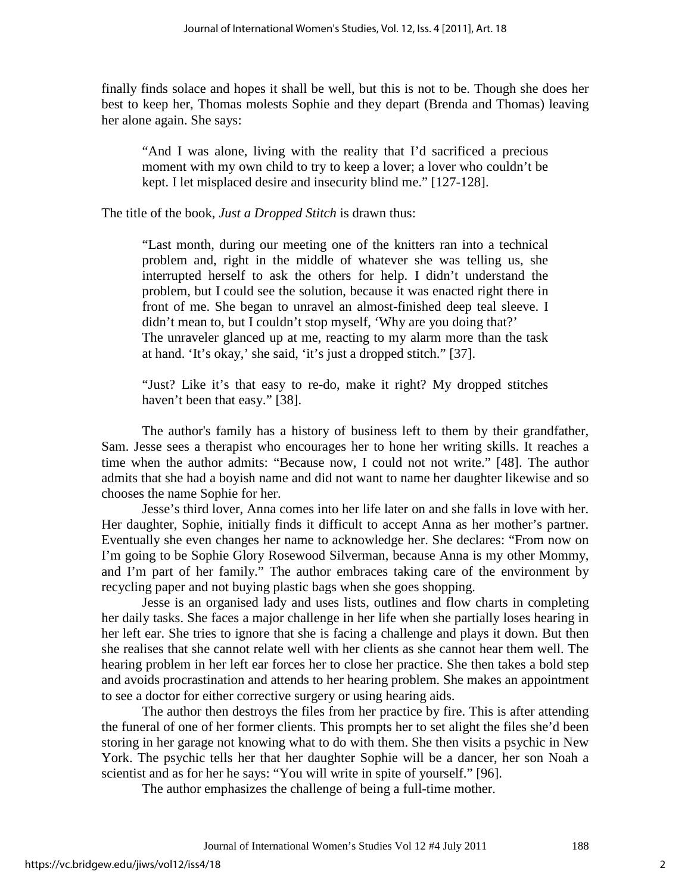finally finds solace and hopes it shall be well, but this is not to be. Though she does her best to keep her, Thomas molests Sophie and they depart (Brenda and Thomas) leaving her alone again. She says:

> "And I was alone, living with the reality that I'd sacrificed a precious moment with my own child to try to keep a lover; a lover who couldn't be kept. I let misplaced desire and insecurity blind me." [127-128].

The title of the book, *Just a Dropped Stitch* is drawn thus:

> "Last month, during our meeting one of the knitters ran into a technical problem and, right in the middle of whatever she was telling us, she interrupted herself to ask the others for help. I didn't understand the problem, but I could see the solution, because it was enacted right there in front of me. She began to unravel an almost-finished deep teal sleeve. I didn't mean to, but I couldn't stop myself, 'Why are you doing that?'
> The unraveler glanced up at me, reacting to my alarm more than the task at hand. 'It's okay,' she said, 'it's just a dropped stitch." [37].
>
> "Just? Like it's that easy to re-do, make it right? My dropped stitches haven't been that easy." [38].

The author's family has a history of business left to them by their grandfather, Sam. Jesse sees a therapist who encourages her to hone her writing skills. It reaches a time when the author admits: "Because now, I could not not write." [48]. The author admits that she had a boyish name and did not want to name her daughter likewise and so chooses the name Sophie for her.

Jesse's third lover, Anna comes into her life later on and she falls in love with her. Her daughter, Sophie, initially finds it difficult to accept Anna as her mother's partner. Eventually she even changes her name to acknowledge her. She declares: "From now on I'm going to be Sophie Glory Rosewood Silverman, because Anna is my other Mommy, and I'm part of her family." The author embraces taking care of the environment by recycling paper and not buying plastic bags when she goes shopping.

Jesse is an organised lady and uses lists, outlines and flow charts in completing her daily tasks. She faces a major challenge in her life when she partially loses hearing in her left ear. She tries to ignore that she is facing a challenge and plays it down. But then she realises that she cannot relate well with her clients as she cannot hear them well. The hearing problem in her left ear forces her to close her practice. She then takes a bold step and avoids procrastination and attends to her hearing problem. She makes an appointment to see a doctor for either corrective surgery or using hearing aids.

The author then destroys the files from her practice by fire. This is after attending the funeral of one of her former clients. This prompts her to set alight the files she'd been storing in her garage not knowing what to do with them. She then visits a psychic in New York. The psychic tells her that her daughter Sophie will be a dancer, her son Noah a scientist and as for her he says: "You will write in spite of yourself." [96].

The author emphasizes the challenge of being a full-time mother.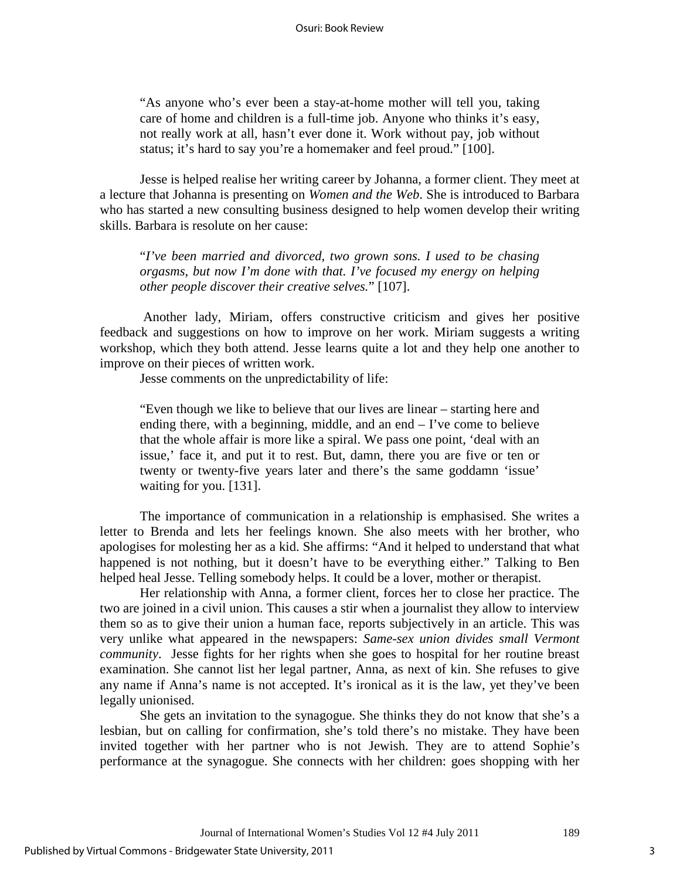> "As anyone who's ever been a stay-at-home mother will tell you, taking care of home and children is a full-time job. Anyone who thinks it's easy, not really work at all, hasn't ever done it. Work without pay, job without status; it's hard to say you're a homemaker and feel proud." [100].

Jesse is helped realise her writing career by Johanna, a former client. They meet at a lecture that Johanna is presenting on *Women and the Web*. She is introduced to Barbara who has started a new consulting business designed to help women develop their writing skills. Barbara is resolute on her cause:

> "*I've been married and divorced, two grown sons. I used to be chasing orgasms, but now I'm done with that. I've focused my energy on helping other people discover their creative selves.*" [107].

Another lady, Miriam, offers constructive criticism and gives her positive feedback and suggestions on how to improve on her work. Miriam suggests a writing workshop, which they both attend. Jesse learns quite a lot and they help one another to improve on their pieces of written work.

Jesse comments on the unpredictability of life:

> "Even though we like to believe that our lives are linear – starting here and ending there, with a beginning, middle, and an end – I've come to believe that the whole affair is more like a spiral. We pass one point, 'deal with an issue,' face it, and put it to rest. But, damn, there you are five or ten or twenty or twenty-five years later and there's the same goddamn 'issue' waiting for you. [131].

The importance of communication in a relationship is emphasised. She writes a letter to Brenda and lets her feelings known. She also meets with her brother, who apologises for molesting her as a kid. She affirms: "And it helped to understand that what happened is not nothing, but it doesn't have to be everything either." Talking to Ben helped heal Jesse. Telling somebody helps. It could be a lover, mother or therapist.

Her relationship with Anna, a former client, forces her to close her practice. The two are joined in a civil union. This causes a stir when a journalist they allow to interview them so as to give their union a human face, reports subjectively in an article. This was very unlike what appeared in the newspapers: *Same-sex union divides small Vermont community*. Jesse fights for her rights when she goes to hospital for her routine breast examination. She cannot list her legal partner, Anna, as next of kin. She refuses to give any name if Anna's name is not accepted. It's ironical as it is the law, yet they've been legally unionised.

She gets an invitation to the synagogue. She thinks they do not know that she's a lesbian, but on calling for confirmation, she's told there's no mistake. They have been invited together with her partner who is not Jewish. They are to attend Sophie's performance at the synagogue. She connects with her children: goes shopping with her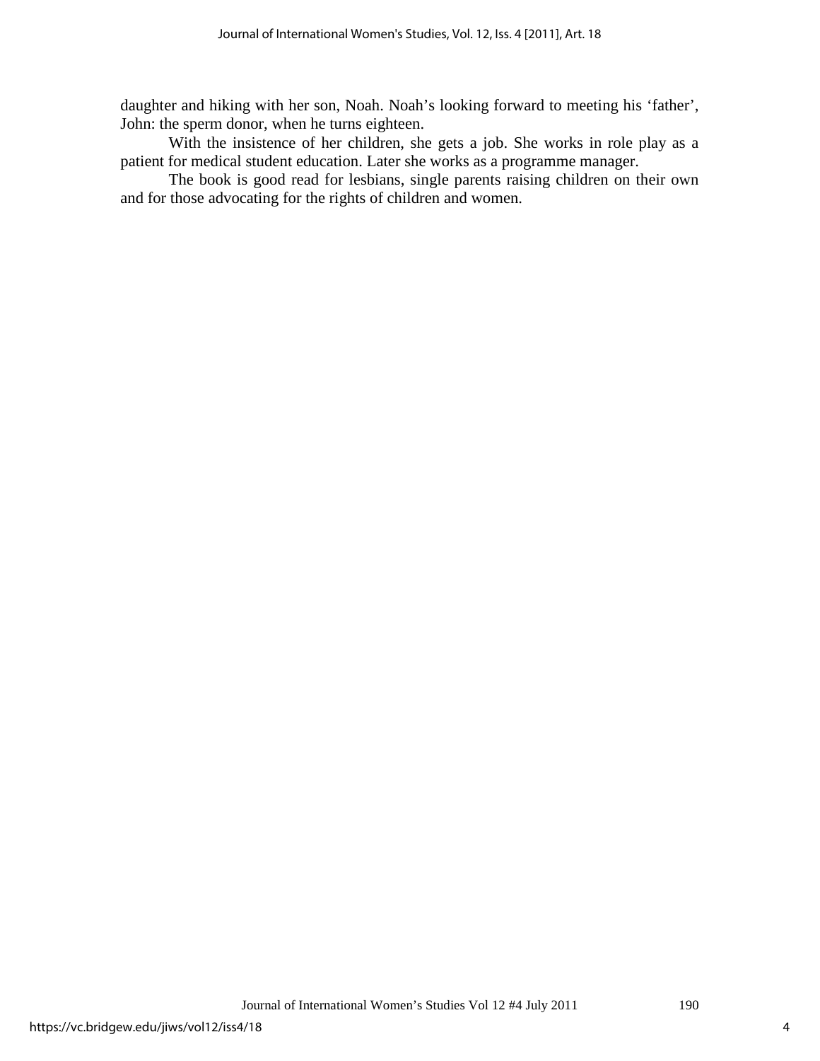daughter and hiking with her son, Noah. Noah's looking forward to meeting his 'father', John: the sperm donor, when he turns eighteen.

With the insistence of her children, she gets a job. She works in role play as a patient for medical student education. Later she works as a programme manager.

The book is good read for lesbians, single parents raising children on their own and for those advocating for the rights of children and women.